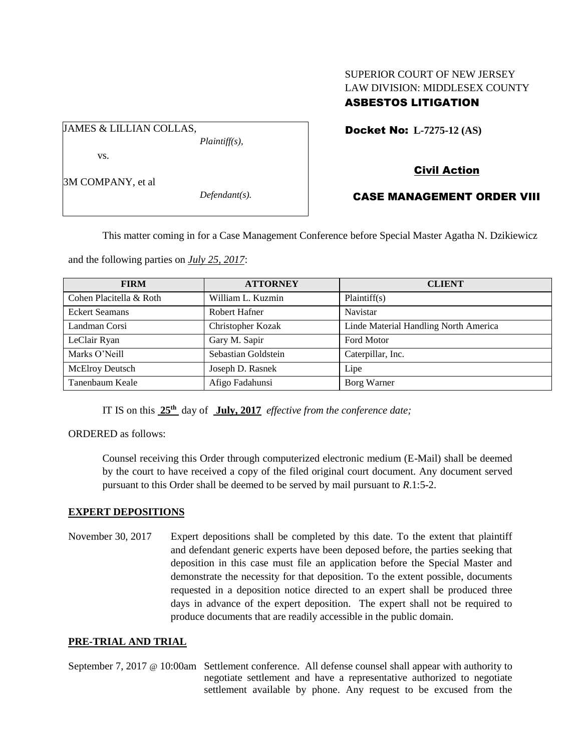SUPERIOR COURT OF NEW JERSEY
LAW DIVISION: MIDDLESEX COUNTY
**ASBESTOS LITIGATION**

JAMES & LILLIAN COLLAS,
*Plaintiff(s),*

vs.

3M COMPANY, et al
*Defendant(s).*

**Docket No: L-7275-12 (AS)**

**Civil Action**

**CASE MANAGEMENT ORDER VIII**

This matter coming in for a Case Management Conference before Special Master Agatha N. Dzikiewicz and the following parties on ***July 25, 2017***:

| FIRM | ATTORNEY | CLIENT |
|---|---|---|
| Cohen Placitella & Roth | William L. Kuzmin | Plaintiff(s) |
| Eckert Seamans | Robert Hafner | Navistar |
| Landman Corsi | Christopher Kozak | Linde Material Handling North America |
| LeClair Ryan | Gary M. Sapir | Ford Motor |
| Marks O'Neill | Sebastian Goldstein | Caterpillar, Inc. |
| McElroy Deutsch | Joseph D. Rasnek | Lipe |
| Tanenbaum Keale | Afigo Fadahunsi | Borg Warner |

IT IS on this **25th** day of **July, 2017** *effective from the conference date;*

ORDERED as follows:

Counsel receiving this Order through computerized electronic medium (E-Mail) shall be deemed by the court to have received a copy of the filed original court document. Any document served pursuant to this Order shall be deemed to be served by mail pursuant to *R*.1:5-2.

**EXPERT DEPOSITIONS**

November 30, 2017 Expert depositions shall be completed by this date. To the extent that plaintiff and defendant generic experts have been deposed before, the parties seeking that deposition in this case must file an application before the Special Master and demonstrate the necessity for that deposition. To the extent possible, documents requested in a deposition notice directed to an expert shall be produced three days in advance of the expert deposition. The expert shall not be required to produce documents that are readily accessible in the public domain.

**PRE-TRIAL AND TRIAL**

September 7, 2017 @ 10:00am Settlement conference. All defense counsel shall appear with authority to negotiate settlement and have a representative authorized to negotiate settlement available by phone. Any request to be excused from the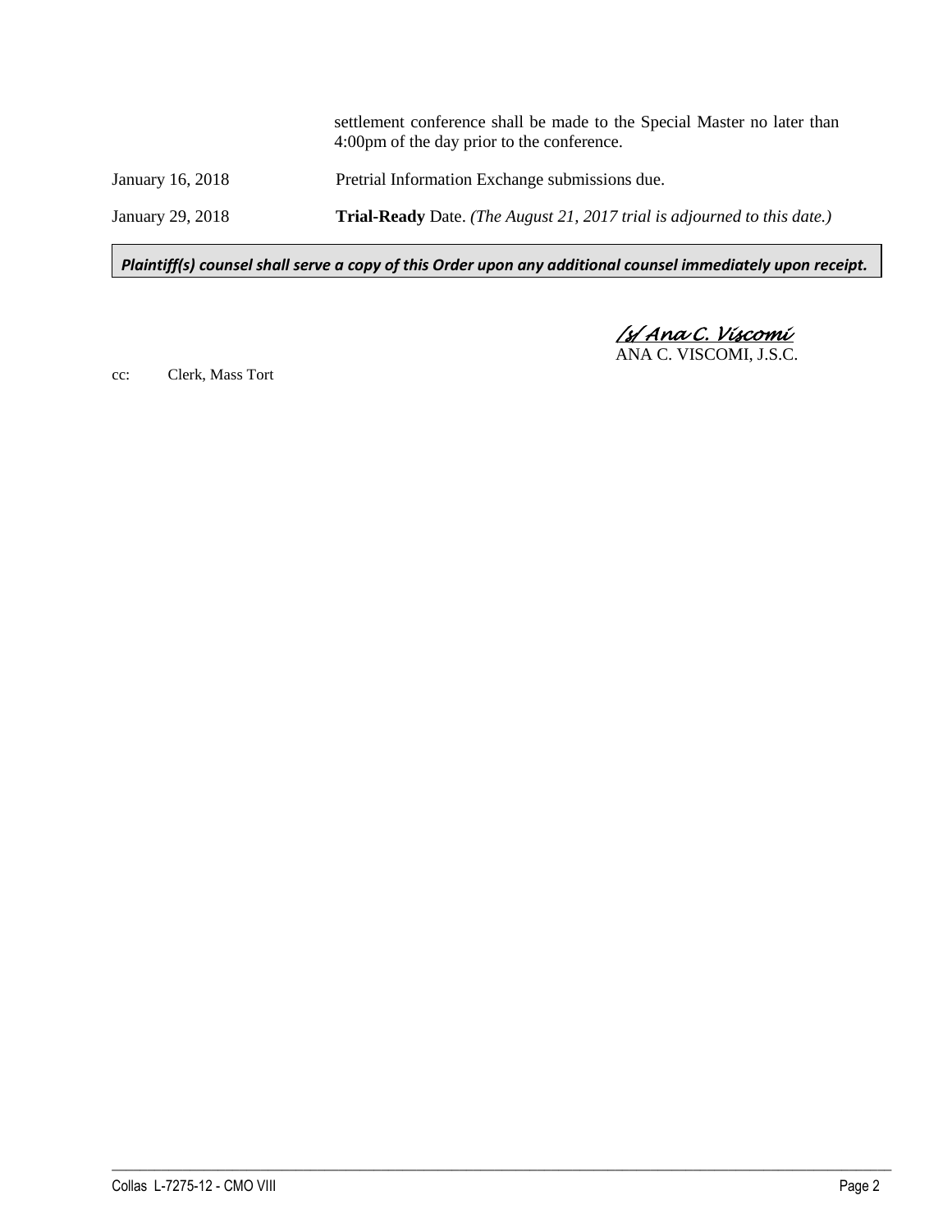| | |
|---|---|
| | settlement conference shall be made to the Special Master no later than 4:00pm of the day prior to the conference. |
| January 16, 2018 | Pretrial Information Exchange submissions due. |
| January 29, 2018 | **Trial-Ready** Date. *(The August 21, 2017 trial is adjourned to this date.)* |

***Plaintiff(s) counsel shall serve a copy of this Order upon any additional counsel immediately upon receipt.***

*/s/ Ana C. Viscomi*
ANA C. VISCOMI, J.S.C.

cc: Clerk, Mass Tort